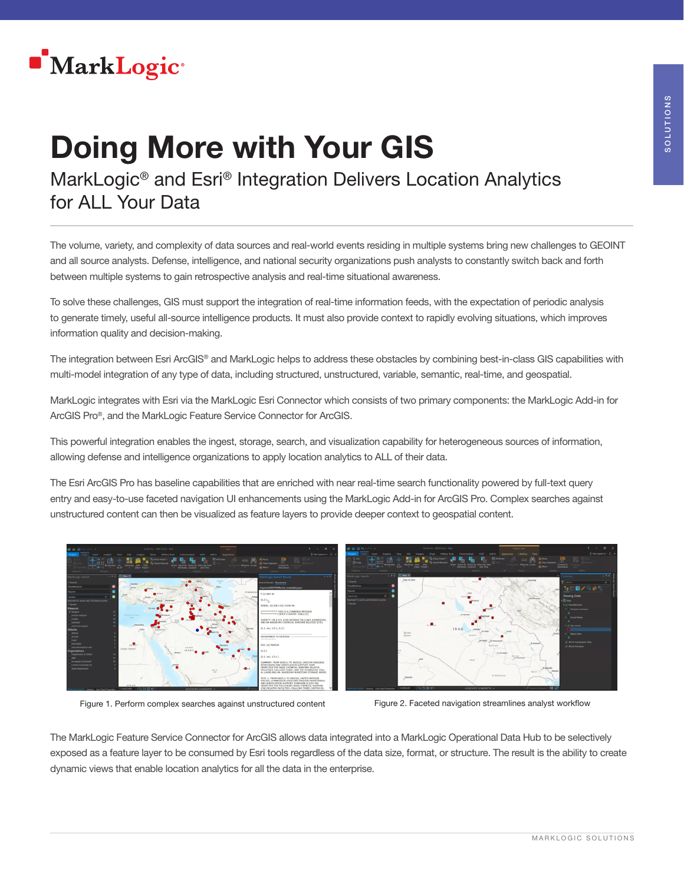MarkLogic

# Doing More with Your GIS

## MarkLogic® and Esri® Integration Delivers Location Analytics for ALL Your Data

The volume, variety, and complexity of data sources and real-world events residing in multiple systems bring new challenges to GEOINT and all source analysts. Defense, intelligence, and national security organizations push analysts to constantly switch back and forth between multiple systems to gain retrospective analysis and real-time situational awareness.

To solve these challenges, GIS must support the integration of real-time information feeds, with the expectation of periodic analysis to generate timely, useful all-source intelligence products. It must also provide context to rapidly evolving situations, which improves information quality and decision-making.

The integration between Esri ArcGIS® and MarkLogic helps to address these obstacles by combining best-in-class GIS capabilities with multi-model integration of any type of data, including structured, unstructured, variable, semantic, real-time, and geospatial.

MarkLogic integrates with Esri via the MarkLogic Esri Connector which consists of two primary components: the MarkLogic Add-in for ArcGIS Pro®, and the MarkLogic Feature Service Connector for ArcGIS.

This powerful integration enables the ingest, storage, search, and visualization capability for heterogeneous sources of information, allowing defense and intelligence organizations to apply location analytics to ALL of their data.

The Esri ArcGIS Pro has baseline capabilities that are enriched with near real-time search functionality powered by full-text query entry and easy-to-use faceted navigation UI enhancements using the MarkLogic Add-in for ArcGIS Pro. Complex searches against unstructured content can then be visualized as feature layers to provide deeper context to geospatial content.

Figure 1. Perform complex searches against unstructured content

Figure 2. Faceted navigation streamlines analyst workflow

The MarkLogic Feature Service Connector for ArcGIS allows data integrated into a MarkLogic Operational Data Hub to be selectively exposed as a feature layer to be consumed by Esri tools regardless of the data size, format, or structure. The result is the ability to create dynamic views that enable location analytics for all the data in the enterprise.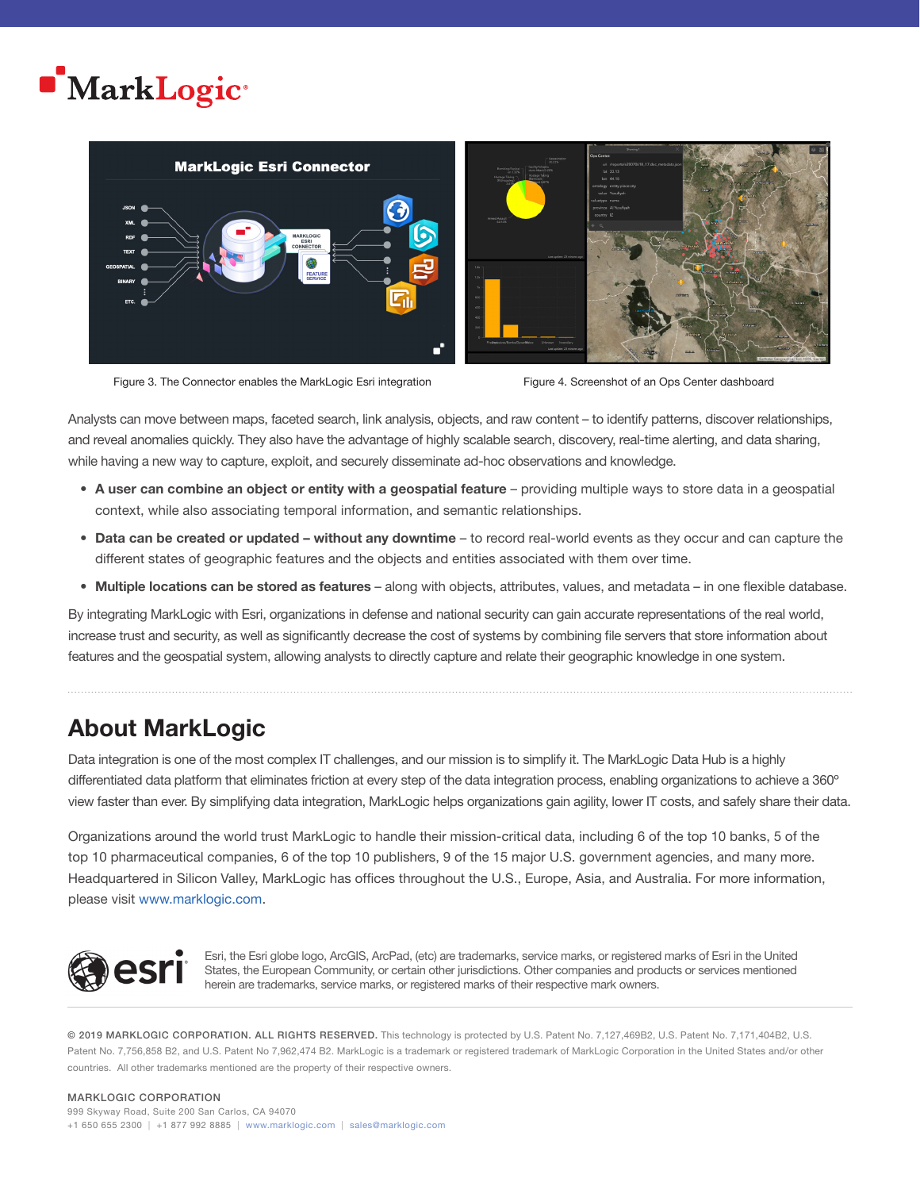Figure 3. The Connector enables the MarkLogic Esri integration

Figure 4. Screenshot of an Ops Center dashboard

Analysts can move between maps, faceted search, link analysis, objects, and raw content – to identify patterns, discover relationships, and reveal anomalies quickly. They also have the advantage of highly scalable search, discovery, real-time alerting, and data sharing, while having a new way to capture, exploit, and securely disseminate ad-hoc observations and knowledge.

- **A user can combine an object or entity with a geospatial feature** – providing multiple ways to store data in a geospatial context, while also associating temporal information, and semantic relationships.
- **Data can be created or updated – without any downtime** – to record real-world events as they occur and can capture the different states of geographic features and the objects and entities associated with them over time.
- **Multiple locations can be stored as features** – along with objects, attributes, values, and metadata – in one flexible database.

By integrating MarkLogic with Esri, organizations in defense and national security can gain accurate representations of the real world, increase trust and security, as well as significantly decrease the cost of systems by combining file servers that store information about features and the geospatial system, allowing analysts to directly capture and relate their geographic knowledge in one system.

## About MarkLogic

Data integration is one of the most complex IT challenges, and our mission is to simplify it. The MarkLogic Data Hub is a highly differentiated data platform that eliminates friction at every step of the data integration process, enabling organizations to achieve a 360º view faster than ever. By simplifying data integration, MarkLogic helps organizations gain agility, lower IT costs, and safely share their data.

Organizations around the world trust MarkLogic to handle their mission-critical data, including 6 of the top 10 banks, 5 of the top 10 pharmaceutical companies, 6 of the top 10 publishers, 9 of the 15 major U.S. government agencies, and many more. Headquartered in Silicon Valley, MarkLogic has offices throughout the U.S., Europe, Asia, and Australia. For more information, please visit www.marklogic.com.

Esri, the Esri globe logo, ArcGIS, ArcPad, (etc) are trademarks, service marks, or registered marks of Esri in the United States, the European Community, or certain other jurisdictions. Other companies and products or services mentioned herein are trademarks, service marks, or registered marks of their respective mark owners.

**© 2019 MARKLOGIC CORPORATION. ALL RIGHTS RESERVED.** This technology is protected by U.S. Patent No. 7,127,469B2, U.S. Patent No. 7,171,404B2, U.S. Patent No. 7,756,858 B2, and U.S. Patent No 7,962,474 B2. MarkLogic is a trademark or registered trademark of MarkLogic Corporation in the United States and/or other countries. All other trademarks mentioned are the property of their respective owners.

MARKLOGIC CORPORATION
999 Skyway Road, Suite 200 San Carlos, CA 94070
+1 650 655 2300 | +1 877 992 8885 | www.marklogic.com | sales@marklogic.com